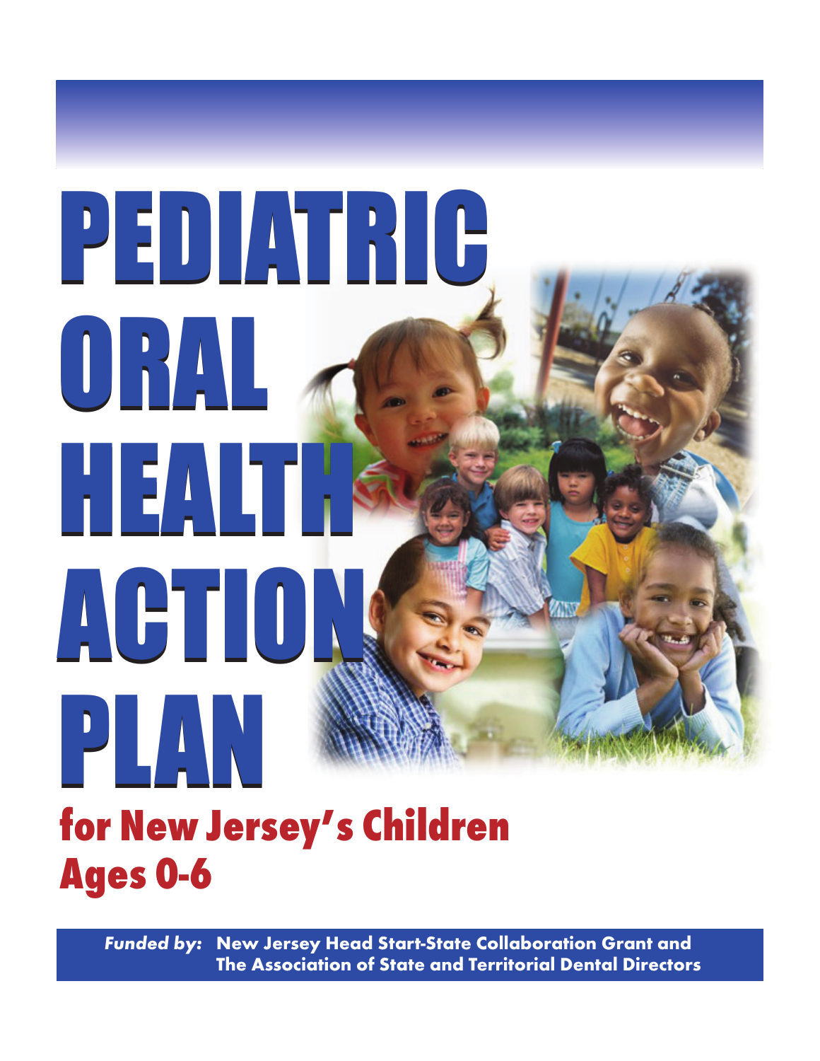# PEDIATRIC ORAL HEALTH ACTION PLAN

## for New Jersey's Children Ages 0-6

***Funded by:*** **New Jersey Head Start-State Collaboration Grant and The Association of State and Territorial Dental Directors**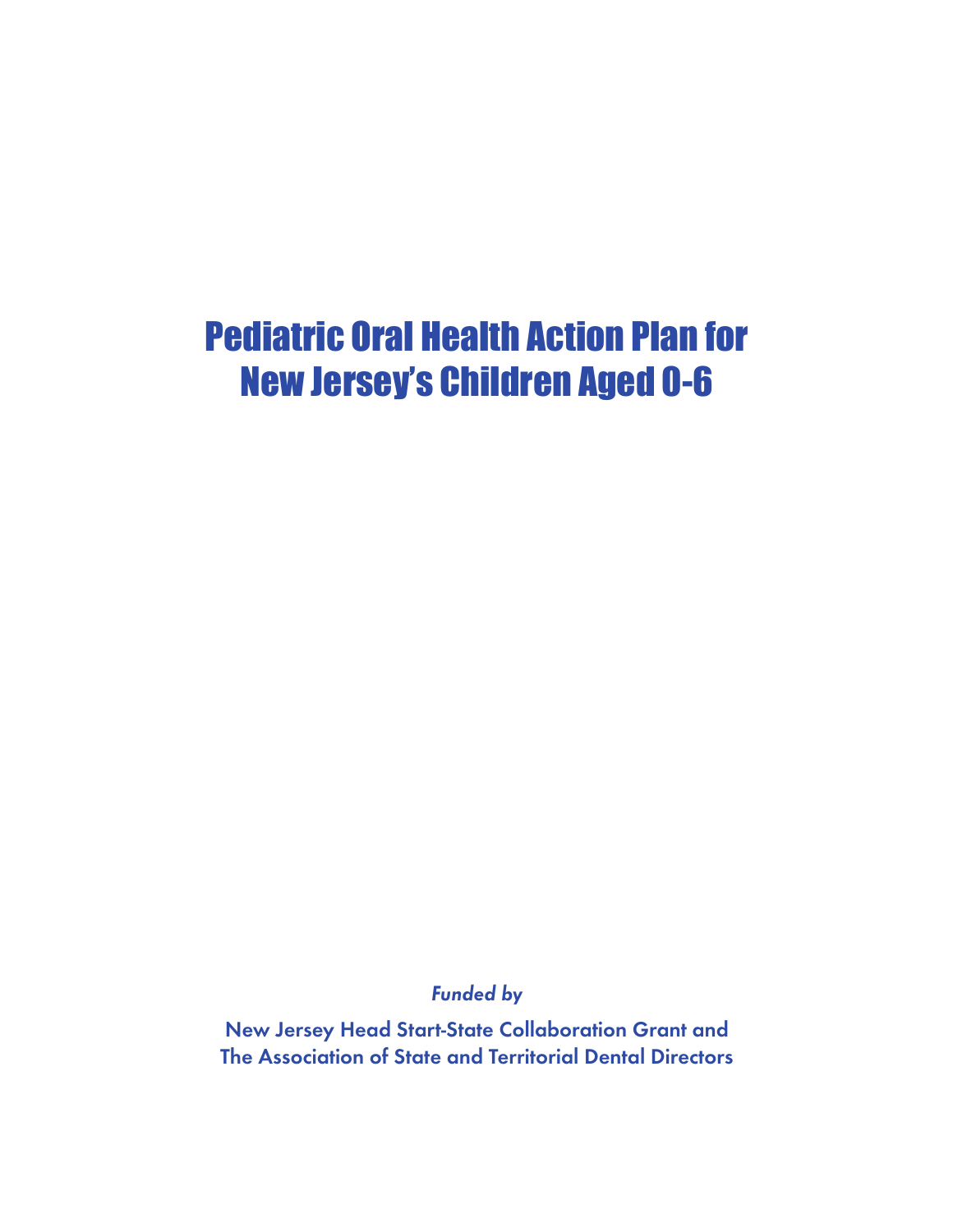# Pediatric Oral Health Action Plan for New Jersey's Children Aged 0-6

*Funded by*

New Jersey Head Start-State Collaboration Grant and
The Association of State and Territorial Dental Directors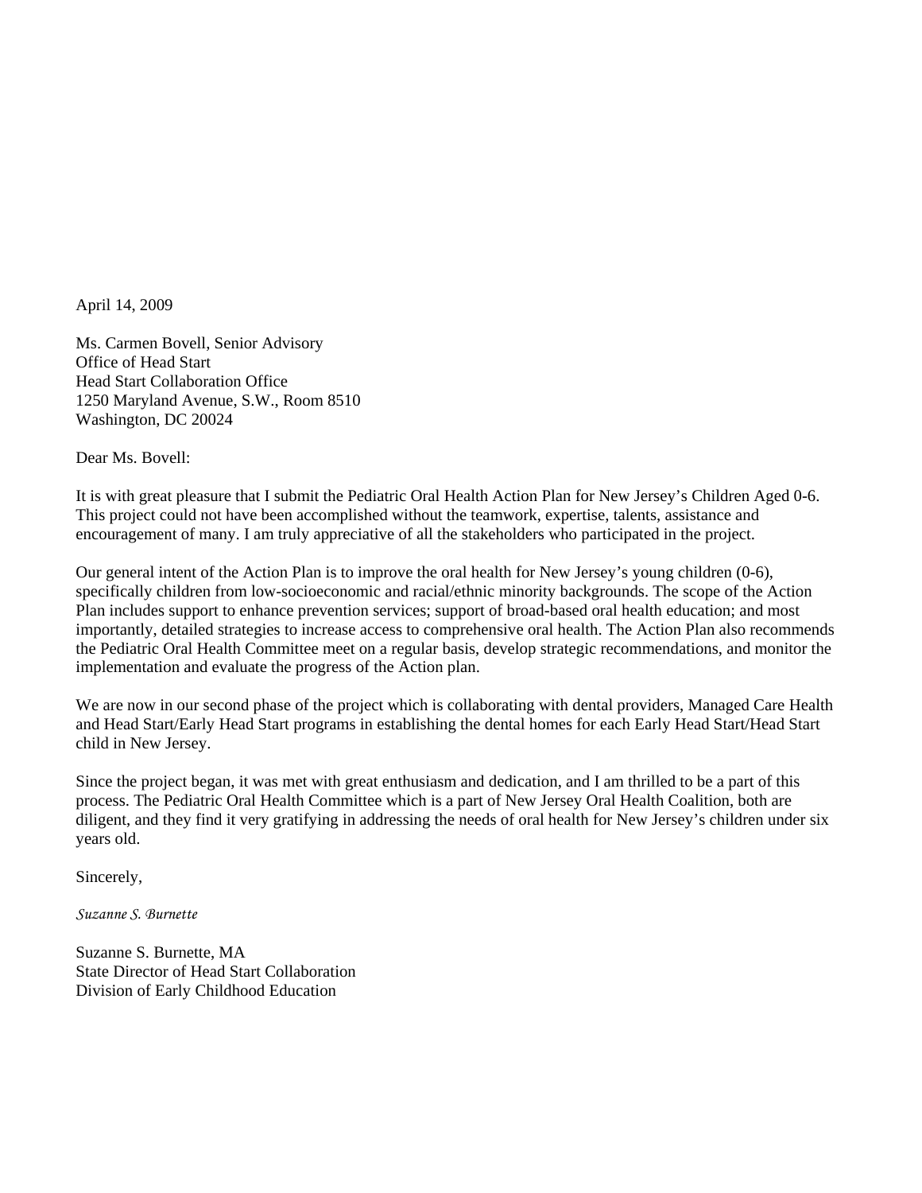April 14, 2009

Ms. Carmen Bovell, Senior Advisory
Office of Head Start
Head Start Collaboration Office
1250 Maryland Avenue, S.W., Room 8510
Washington, DC 20024

Dear Ms. Bovell:

It is with great pleasure that I submit the Pediatric Oral Health Action Plan for New Jersey's Children Aged 0-6. This project could not have been accomplished without the teamwork, expertise, talents, assistance and encouragement of many. I am truly appreciative of all the stakeholders who participated in the project.

Our general intent of the Action Plan is to improve the oral health for New Jersey's young children (0-6), specifically children from low-socioeconomic and racial/ethnic minority backgrounds. The scope of the Action Plan includes support to enhance prevention services; support of broad-based oral health education; and most importantly, detailed strategies to increase access to comprehensive oral health. The Action Plan also recommends the Pediatric Oral Health Committee meet on a regular basis, develop strategic recommendations, and monitor the implementation and evaluate the progress of the Action plan.

We are now in our second phase of the project which is collaborating with dental providers, Managed Care Health and Head Start/Early Head Start programs in establishing the dental homes for each Early Head Start/Head Start child in New Jersey.

Since the project began, it was met with great enthusiasm and dedication, and I am thrilled to be a part of this process. The Pediatric Oral Health Committee which is a part of New Jersey Oral Health Coalition, both are diligent, and they find it very gratifying in addressing the needs of oral health for New Jersey's children under six years old.

Sincerely,

*Suzanne S. Burnette*

Suzanne S. Burnette, MA
State Director of Head Start Collaboration
Division of Early Childhood Education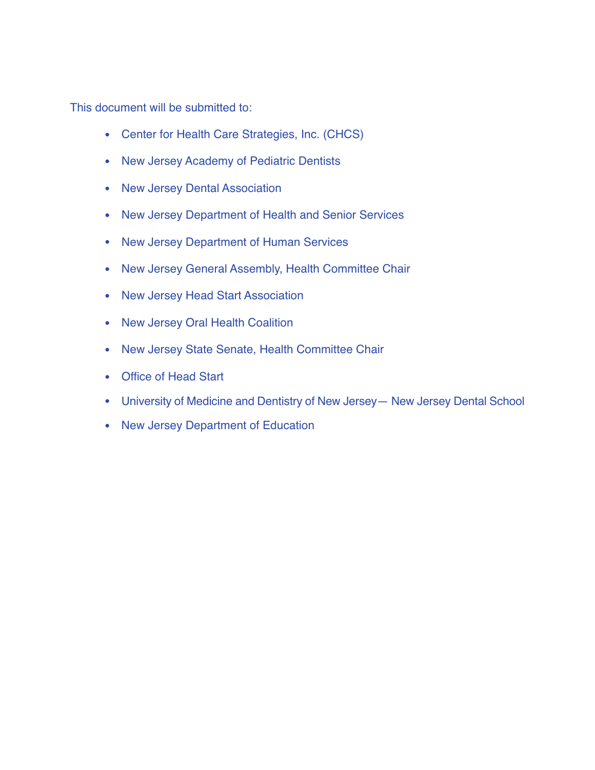This document will be submitted to:

- Center for Health Care Strategies, Inc. (CHCS)
- New Jersey Academy of Pediatric Dentists
- New Jersey Dental Association
- New Jersey Department of Health and Senior Services
- New Jersey Department of Human Services
- New Jersey General Assembly, Health Committee Chair
- New Jersey Head Start Association
- New Jersey Oral Health Coalition
- New Jersey State Senate, Health Committee Chair
- Office of Head Start
- University of Medicine and Dentistry of New Jersey— New Jersey Dental School
- New Jersey Department of Education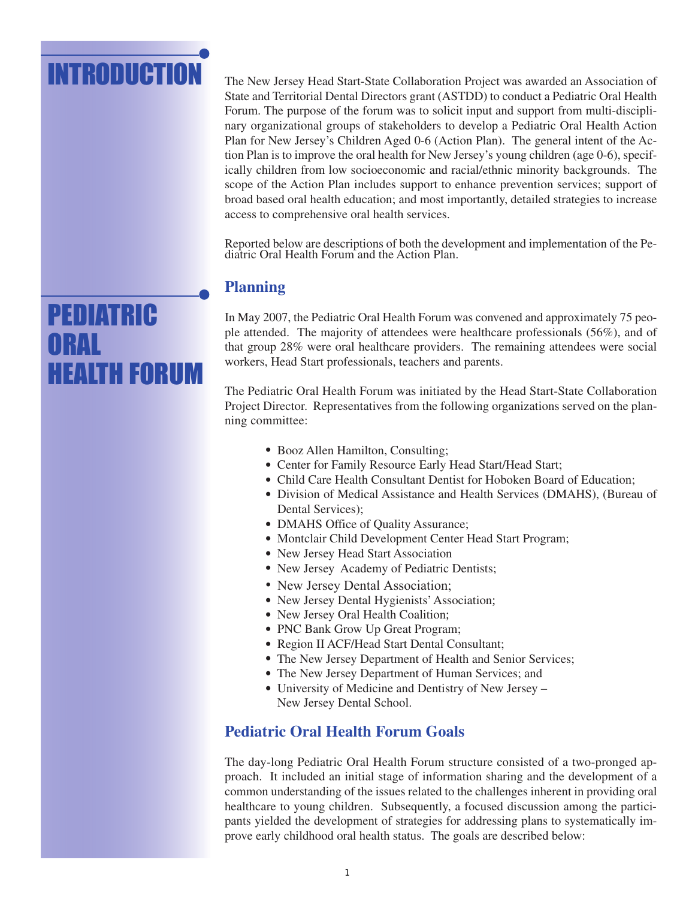# INTRODUCTION

The New Jersey Head Start-State Collaboration Project was awarded an Association of State and Territorial Dental Directors grant (ASTDD) to conduct a Pediatric Oral Health Forum. The purpose of the forum was to solicit input and support from multi-disciplinary organizational groups of stakeholders to develop a Pediatric Oral Health Action Plan for New Jersey's Children Aged 0-6 (Action Plan). The general intent of the Action Plan is to improve the oral health for New Jersey's young children (age 0-6), specifically children from low socioeconomic and racial/ethnic minority backgrounds. The scope of the Action Plan includes support to enhance prevention services; support of broad based oral health education; and most importantly, detailed strategies to increase access to comprehensive oral health services.

Reported below are descriptions of both the development and implementation of the Pediatric Oral Health Forum and the Action Plan.

# PEDIATRIC ORAL HEALTH FORUM

## Planning

In May 2007, the Pediatric Oral Health Forum was convened and approximately 75 people attended. The majority of attendees were healthcare professionals (56%), and of that group 28% were oral healthcare providers. The remaining attendees were social workers, Head Start professionals, teachers and parents.

The Pediatric Oral Health Forum was initiated by the Head Start-State Collaboration Project Director. Representatives from the following organizations served on the planning committee:

- Booz Allen Hamilton, Consulting;
- Center for Family Resource Early Head Start/Head Start;
- Child Care Health Consultant Dentist for Hoboken Board of Education;
- Division of Medical Assistance and Health Services (DMAHS), (Bureau of Dental Services);
- DMAHS Office of Quality Assurance;
- Montclair Child Development Center Head Start Program;
- New Jersey Head Start Association
- New Jersey Academy of Pediatric Dentists;
- New Jersey Dental Association;
- New Jersey Dental Hygienists' Association;
- New Jersey Oral Health Coalition;
- PNC Bank Grow Up Great Program;
- Region II ACF/Head Start Dental Consultant;
- The New Jersey Department of Health and Senior Services;
- The New Jersey Department of Human Services; and
- University of Medicine and Dentistry of New Jersey – New Jersey Dental School.

## Pediatric Oral Health Forum Goals

The day-long Pediatric Oral Health Forum structure consisted of a two-pronged approach. It included an initial stage of information sharing and the development of a common understanding of the issues related to the challenges inherent in providing oral healthcare to young children. Subsequently, a focused discussion among the participants yielded the development of strategies for addressing plans to systematically improve early childhood oral health status. The goals are described below: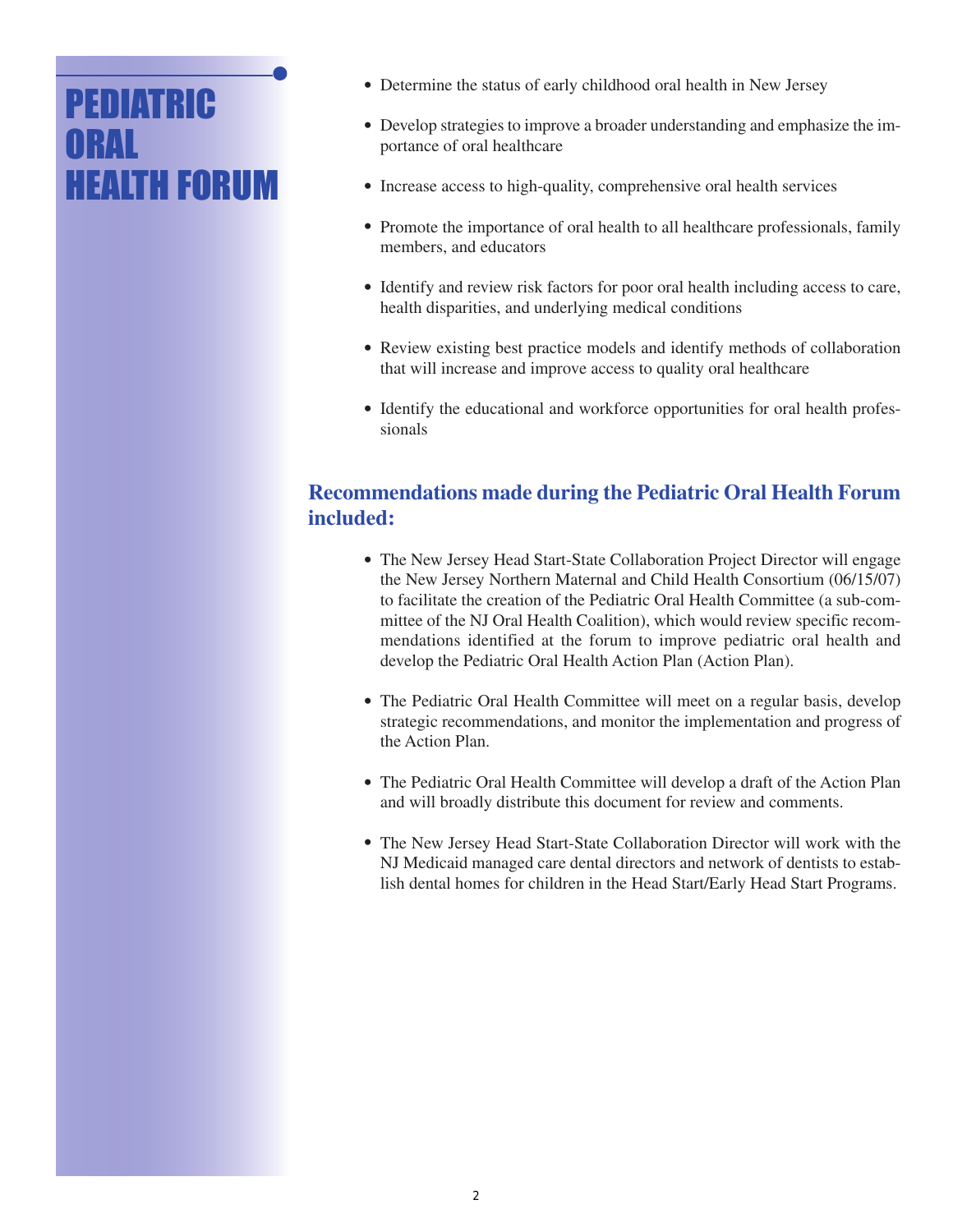# PEDIATRIC ORAL HEALTH FORUM

- Determine the status of early childhood oral health in New Jersey
- Develop strategies to improve a broader understanding and emphasize the importance of oral healthcare
- Increase access to high-quality, comprehensive oral health services
- Promote the importance of oral health to all healthcare professionals, family members, and educators
- Identify and review risk factors for poor oral health including access to care, health disparities, and underlying medical conditions
- Review existing best practice models and identify methods of collaboration that will increase and improve access to quality oral healthcare
- Identify the educational and workforce opportunities for oral health professionals

## Recommendations made during the Pediatric Oral Health Forum included:

- The New Jersey Head Start-State Collaboration Project Director will engage the New Jersey Northern Maternal and Child Health Consortium (06/15/07) to facilitate the creation of the Pediatric Oral Health Committee (a sub-committee of the NJ Oral Health Coalition), which would review specific recommendations identified at the forum to improve pediatric oral health and develop the Pediatric Oral Health Action Plan (Action Plan).
- The Pediatric Oral Health Committee will meet on a regular basis, develop strategic recommendations, and monitor the implementation and progress of the Action Plan.
- The Pediatric Oral Health Committee will develop a draft of the Action Plan and will broadly distribute this document for review and comments.
- The New Jersey Head Start-State Collaboration Director will work with the NJ Medicaid managed care dental directors and network of dentists to establish dental homes for children in the Head Start/Early Head Start Programs.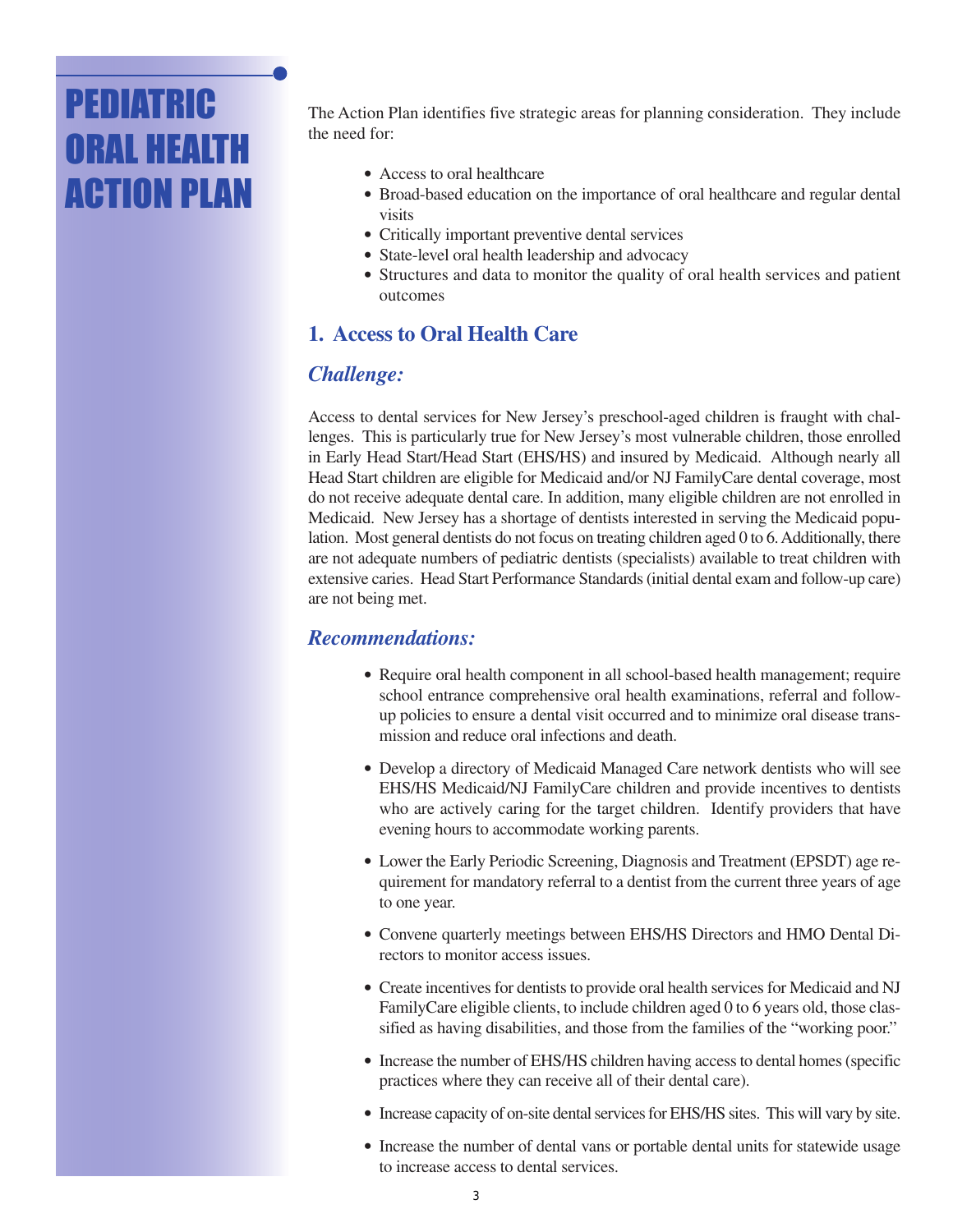# PEDIATRIC ORAL HEALTH ACTION PLAN

The Action Plan identifies five strategic areas for planning consideration. They include the need for:

- Access to oral healthcare
- Broad-based education on the importance of oral healthcare and regular dental visits
- Critically important preventive dental services
- State-level oral health leadership and advocacy
- Structures and data to monitor the quality of oral health services and patient outcomes

## 1. Access to Oral Health Care

### *Challenge:*

Access to dental services for New Jersey's preschool-aged children is fraught with challenges. This is particularly true for New Jersey's most vulnerable children, those enrolled in Early Head Start/Head Start (EHS/HS) and insured by Medicaid. Although nearly all Head Start children are eligible for Medicaid and/or NJ FamilyCare dental coverage, most do not receive adequate dental care. In addition, many eligible children are not enrolled in Medicaid. New Jersey has a shortage of dentists interested in serving the Medicaid population. Most general dentists do not focus on treating children aged 0 to 6. Additionally, there are not adequate numbers of pediatric dentists (specialists) available to treat children with extensive caries. Head Start Performance Standards (initial dental exam and follow-up care) are not being met.

### *Recommendations:*

- Require oral health component in all school-based health management; require school entrance comprehensive oral health examinations, referral and follow-up policies to ensure a dental visit occurred and to minimize oral disease transmission and reduce oral infections and death.

- Develop a directory of Medicaid Managed Care network dentists who will see EHS/HS Medicaid/NJ FamilyCare children and provide incentives to dentists who are actively caring for the target children. Identify providers that have evening hours to accommodate working parents.

- Lower the Early Periodic Screening, Diagnosis and Treatment (EPSDT) age requirement for mandatory referral to a dentist from the current three years of age to one year.

- Convene quarterly meetings between EHS/HS Directors and HMO Dental Directors to monitor access issues.

- Create incentives for dentists to provide oral health services for Medicaid and NJ FamilyCare eligible clients, to include children aged 0 to 6 years old, those classified as having disabilities, and those from the families of the "working poor."

- Increase the number of EHS/HS children having access to dental homes (specific practices where they can receive all of their dental care).

- Increase capacity of on-site dental services for EHS/HS sites. This will vary by site.

- Increase the number of dental vans or portable dental units for statewide usage to increase access to dental services.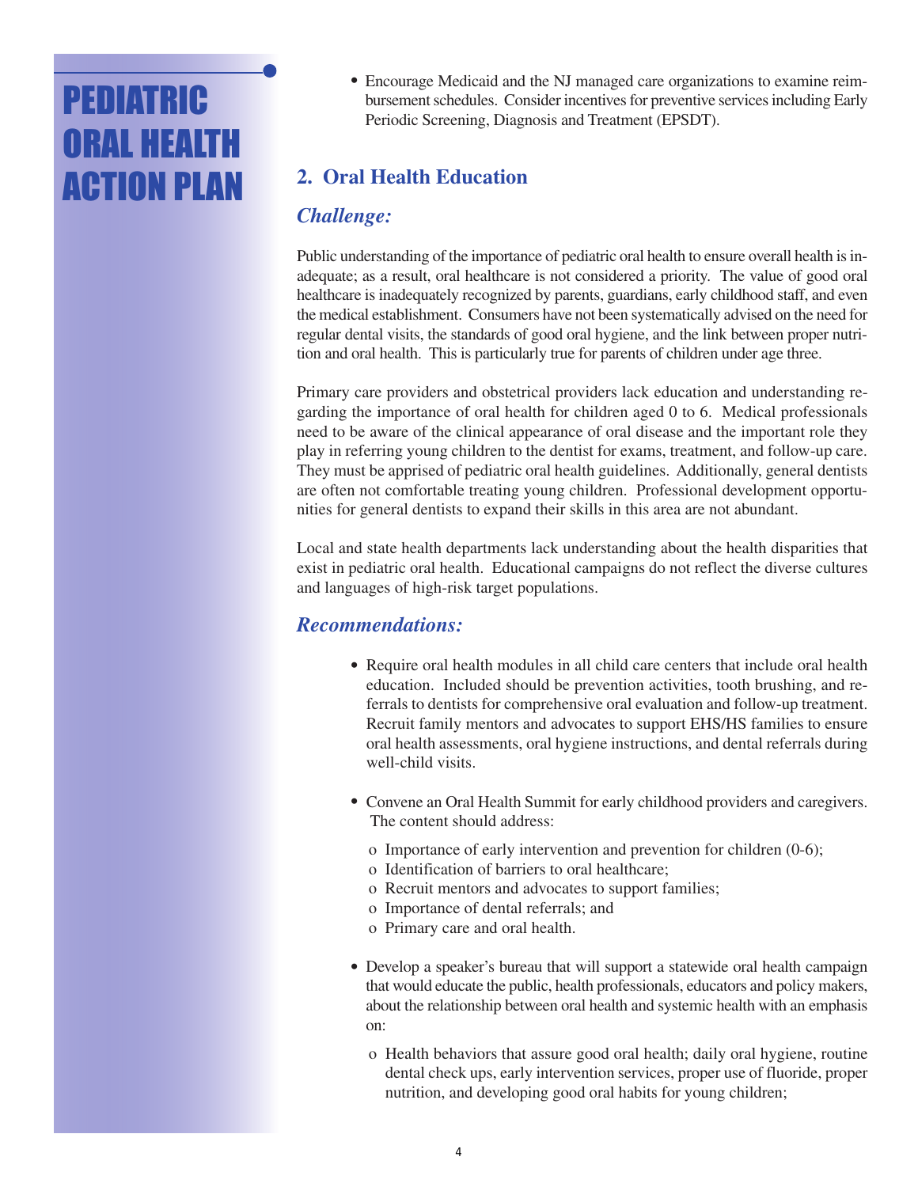- Encourage Medicaid and the NJ managed care organizations to examine reimbursement schedules. Consider incentives for preventive services including Early Periodic Screening, Diagnosis and Treatment (EPSDT).

## 2. Oral Health Education

### *Challenge:*

Public understanding of the importance of pediatric oral health to ensure overall health is inadequate; as a result, oral healthcare is not considered a priority. The value of good oral healthcare is inadequately recognized by parents, guardians, early childhood staff, and even the medical establishment. Consumers have not been systematically advised on the need for regular dental visits, the standards of good oral hygiene, and the link between proper nutrition and oral health. This is particularly true for parents of children under age three.

Primary care providers and obstetrical providers lack education and understanding regarding the importance of oral health for children aged 0 to 6. Medical professionals need to be aware of the clinical appearance of oral disease and the important role they play in referring young children to the dentist for exams, treatment, and follow-up care. They must be apprised of pediatric oral health guidelines. Additionally, general dentists are often not comfortable treating young children. Professional development opportunities for general dentists to expand their skills in this area are not abundant.

Local and state health departments lack understanding about the health disparities that exist in pediatric oral health. Educational campaigns do not reflect the diverse cultures and languages of high-risk target populations.

### *Recommendations:*

- Require oral health modules in all child care centers that include oral health education. Included should be prevention activities, tooth brushing, and referrals to dentists for comprehensive oral evaluation and follow-up treatment. Recruit family mentors and advocates to support EHS/HS families to ensure oral health assessments, oral hygiene instructions, and dental referrals during well-child visits.

- Convene an Oral Health Summit for early childhood providers and caregivers. The content should address:
  - Importance of early intervention and prevention for children (0-6);
  - Identification of barriers to oral healthcare;
  - Recruit mentors and advocates to support families;
  - Importance of dental referrals; and
  - Primary care and oral health.

- Develop a speaker's bureau that will support a statewide oral health campaign that would educate the public, health professionals, educators and policy makers, about the relationship between oral health and systemic health with an emphasis on:
  - Health behaviors that assure good oral health; daily oral hygiene, routine dental check ups, early intervention services, proper use of fluoride, proper nutrition, and developing good oral habits for young children;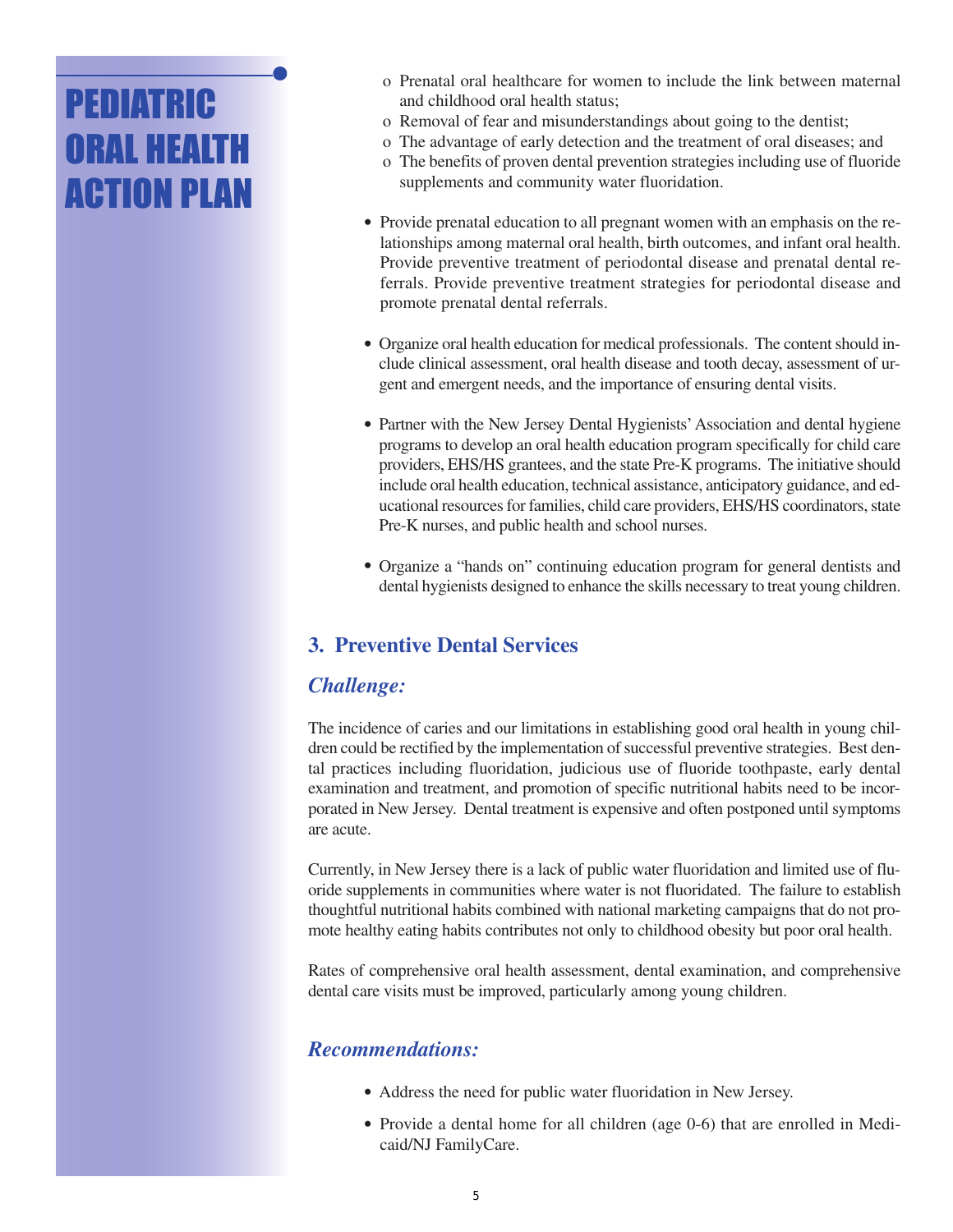- o Prenatal oral healthcare for women to include the link between maternal and childhood oral health status;
- o Removal of fear and misunderstandings about going to the dentist;
- o The advantage of early detection and the treatment of oral diseases; and
- o The benefits of proven dental prevention strategies including use of fluoride supplements and community water fluoridation.

- Provide prenatal education to all pregnant women with an emphasis on the relationships among maternal oral health, birth outcomes, and infant oral health. Provide preventive treatment of periodontal disease and prenatal dental referrals. Provide preventive treatment strategies for periodontal disease and promote prenatal dental referrals.

- Organize oral health education for medical professionals. The content should include clinical assessment, oral health disease and tooth decay, assessment of urgent and emergent needs, and the importance of ensuring dental visits.

- Partner with the New Jersey Dental Hygienists' Association and dental hygiene programs to develop an oral health education program specifically for child care providers, EHS/HS grantees, and the state Pre-K programs. The initiative should include oral health education, technical assistance, anticipatory guidance, and educational resources for families, child care providers, EHS/HS coordinators, state Pre-K nurses, and public health and school nurses.

- Organize a "hands on" continuing education program for general dentists and dental hygienists designed to enhance the skills necessary to treat young children.

## 3. Preventive Dental Services

### *Challenge:*

The incidence of caries and our limitations in establishing good oral health in young children could be rectified by the implementation of successful preventive strategies. Best dental practices including fluoridation, judicious use of fluoride toothpaste, early dental examination and treatment, and promotion of specific nutritional habits need to be incorporated in New Jersey. Dental treatment is expensive and often postponed until symptoms are acute.

Currently, in New Jersey there is a lack of public water fluoridation and limited use of fluoride supplements in communities where water is not fluoridated. The failure to establish thoughtful nutritional habits combined with national marketing campaigns that do not promote healthy eating habits contributes not only to childhood obesity but poor oral health.

Rates of comprehensive oral health assessment, dental examination, and comprehensive dental care visits must be improved, particularly among young children.

### *Recommendations:*

- Address the need for public water fluoridation in New Jersey.

- Provide a dental home for all children (age 0-6) that are enrolled in Medicaid/NJ FamilyCare.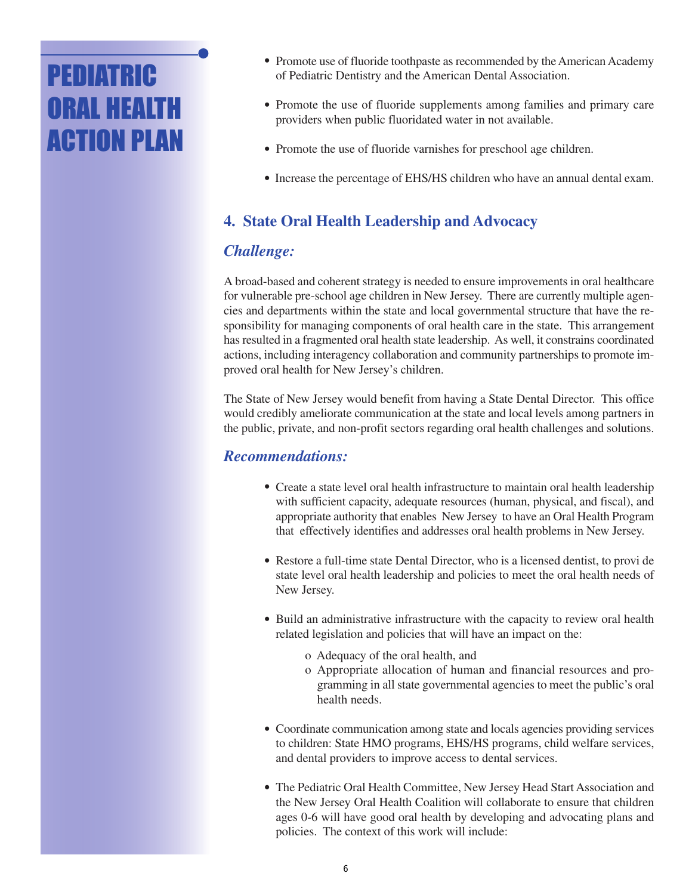- Promote use of fluoride toothpaste as recommended by the American Academy of Pediatric Dentistry and the American Dental Association.
- Promote the use of fluoride supplements among families and primary care providers when public fluoridated water in not available.
- Promote the use of fluoride varnishes for preschool age children.
- Increase the percentage of EHS/HS children who have an annual dental exam.

## 4. State Oral Health Leadership and Advocacy

### *Challenge:*

A broad-based and coherent strategy is needed to ensure improvements in oral healthcare for vulnerable pre-school age children in New Jersey. There are currently multiple agencies and departments within the state and local governmental structure that have the responsibility for managing components of oral health care in the state. This arrangement has resulted in a fragmented oral health state leadership. As well, it constrains coordinated actions, including interagency collaboration and community partnerships to promote improved oral health for New Jersey's children.

The State of New Jersey would benefit from having a State Dental Director. This office would credibly ameliorate communication at the state and local levels among partners in the public, private, and non-profit sectors regarding oral health challenges and solutions.

### *Recommendations:*

- Create a state level oral health infrastructure to maintain oral health leadership with sufficient capacity, adequate resources (human, physical, and fiscal), and appropriate authority that enables New Jersey to have an Oral Health Program that effectively identifies and addresses oral health problems in New Jersey.
- Restore a full-time state Dental Director, who is a licensed dentist, to provi de state level oral health leadership and policies to meet the oral health needs of New Jersey.
- Build an administrative infrastructure with the capacity to review oral health related legislation and policies that will have an impact on the:
  - Adequacy of the oral health, and
  - Appropriate allocation of human and financial resources and programming in all state governmental agencies to meet the public's oral health needs.
- Coordinate communication among state and locals agencies providing services to children: State HMO programs, EHS/HS programs, child welfare services, and dental providers to improve access to dental services.
- The Pediatric Oral Health Committee, New Jersey Head Start Association and the New Jersey Oral Health Coalition will collaborate to ensure that children ages 0-6 will have good oral health by developing and advocating plans and policies. The context of this work will include: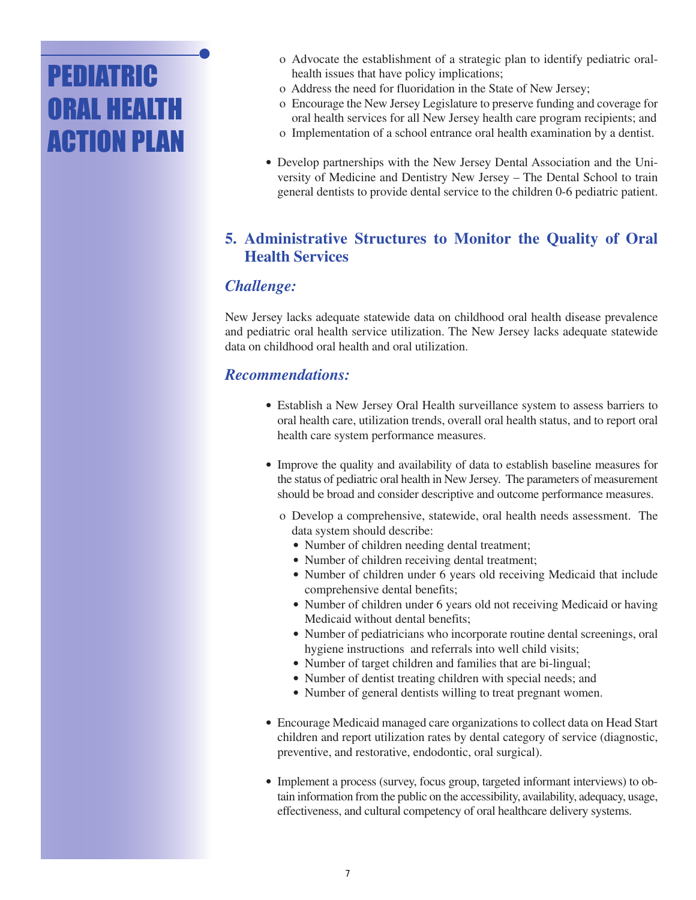# PEDIATRIC ORAL HEALTH ACTION PLAN

- o Advocate the establishment of a strategic plan to identify pediatric oral-health issues that have policy implications;
- o Address the need for fluoridation in the State of New Jersey;
- o Encourage the New Jersey Legislature to preserve funding and coverage for oral health services for all New Jersey health care program recipients; and
- o Implementation of a school entrance oral health examination by a dentist.

- Develop partnerships with the New Jersey Dental Association and the University of Medicine and Dentistry New Jersey – The Dental School to train general dentists to provide dental service to the children 0-6 pediatric patient.

## 5. Administrative Structures to Monitor the Quality of Oral Health Services

### *Challenge:*

New Jersey lacks adequate statewide data on childhood oral health disease prevalence and pediatric oral health service utilization. The New Jersey lacks adequate statewide data on childhood oral health and oral utilization.

### *Recommendations:*

- Establish a New Jersey Oral Health surveillance system to assess barriers to oral health care, utilization trends, overall oral health status, and to report oral health care system performance measures.

- Improve the quality and availability of data to establish baseline measures for the status of pediatric oral health in New Jersey. The parameters of measurement should be broad and consider descriptive and outcome performance measures.
  - o Develop a comprehensive, statewide, oral health needs assessment. The data system should describe:
    - Number of children needing dental treatment;
    - Number of children receiving dental treatment;
    - Number of children under 6 years old receiving Medicaid that include comprehensive dental benefits;
    - Number of children under 6 years old not receiving Medicaid or having Medicaid without dental benefits;
    - Number of pediatricians who incorporate routine dental screenings, oral hygiene instructions and referrals into well child visits;
    - Number of target children and families that are bi-lingual;
    - Number of dentist treating children with special needs; and
    - Number of general dentists willing to treat pregnant women.

- Encourage Medicaid managed care organizations to collect data on Head Start children and report utilization rates by dental category of service (diagnostic, preventive, and restorative, endodontic, oral surgical).

- Implement a process (survey, focus group, targeted informant interviews) to obtain information from the public on the accessibility, availability, adequacy, usage, effectiveness, and cultural competency of oral healthcare delivery systems.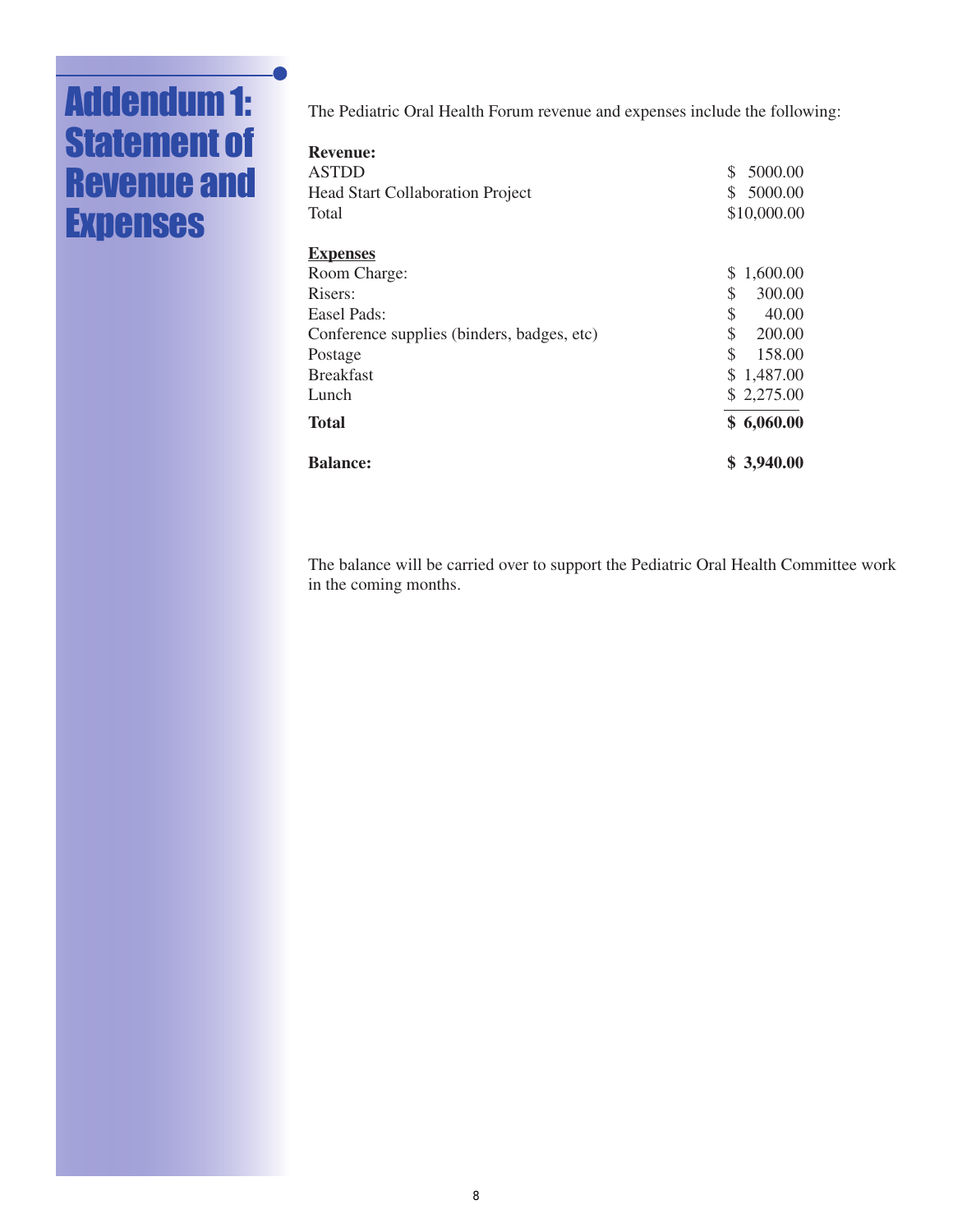# Addendum 1: Statement of Revenue and Expenses

The Pediatric Oral Health Forum revenue and expenses include the following:

| **Revenue:** | |
|---|---|
| ASTDD | $ 5000.00 |
| Head Start Collaboration Project | $ 5000.00 |
| Total | $10,000.00 |
| | |
| **Expenses** | |
| Room Charge: | $ 1,600.00 |
| Risers: | $ 300.00 |
| Easel Pads: | $ 40.00 |
| Conference supplies (binders, badges, etc) | $ 200.00 |
| Postage | $ 158.00 |
| Breakfast | $ 1,487.00 |
| Lunch | $ 2,275.00 |
| **Total** | **$ 6,060.00** |
| | |
| **Balance:** | **$ 3,940.00** |

The balance will be carried over to support the Pediatric Oral Health Committee work in the coming months.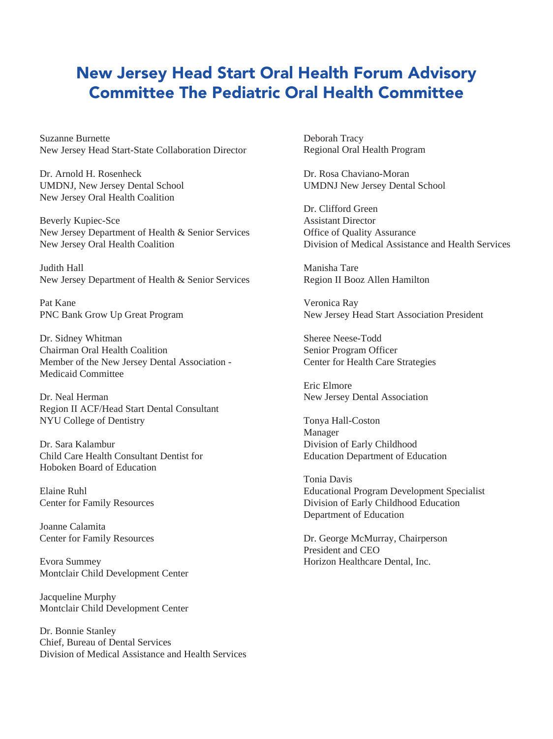# New Jersey Head Start Oral Health Forum Advisory Committee The Pediatric Oral Health Committee

Suzanne Burnette
New Jersey Head Start-State Collaboration Director

Dr. Arnold H. Rosenheck
UMDNJ, New Jersey Dental School
New Jersey Oral Health Coalition

Beverly Kupiec-Sce
New Jersey Department of Health & Senior Services
New Jersey Oral Health Coalition

Judith Hall
New Jersey Department of Health & Senior Services

Pat Kane
PNC Bank Grow Up Great Program

Dr. Sidney Whitman
Chairman Oral Health Coalition
Member of the New Jersey Dental Association - Medicaid Committee

Dr. Neal Herman
Region II ACF/Head Start Dental Consultant
NYU College of Dentistry

Dr. Sara Kalambur
Child Care Health Consultant Dentist for Hoboken Board of Education

Elaine Ruhl
Center for Family Resources

Joanne Calamita
Center for Family Resources

Evora Summey
Montclair Child Development Center

Jacqueline Murphy
Montclair Child Development Center

Dr. Bonnie Stanley
Chief, Bureau of Dental Services
Division of Medical Assistance and Health Services

Deborah Tracy
Regional Oral Health Program

Dr. Rosa Chaviano-Moran
UMDNJ New Jersey Dental School

Dr. Clifford Green
Assistant Director
Office of Quality Assurance
Division of Medical Assistance and Health Services

Manisha Tare
Region II Booz Allen Hamilton

Veronica Ray
New Jersey Head Start Association President

Sheree Neese-Todd
Senior Program Officer
Center for Health Care Strategies

Eric Elmore
New Jersey Dental Association

Tonya Hall-Coston
Manager
Division of Early Childhood
Education Department of Education

Tonia Davis
Educational Program Development Specialist
Division of Early Childhood Education
Department of Education

Dr. George McMurray, Chairperson
President and CEO
Horizon Healthcare Dental, Inc.